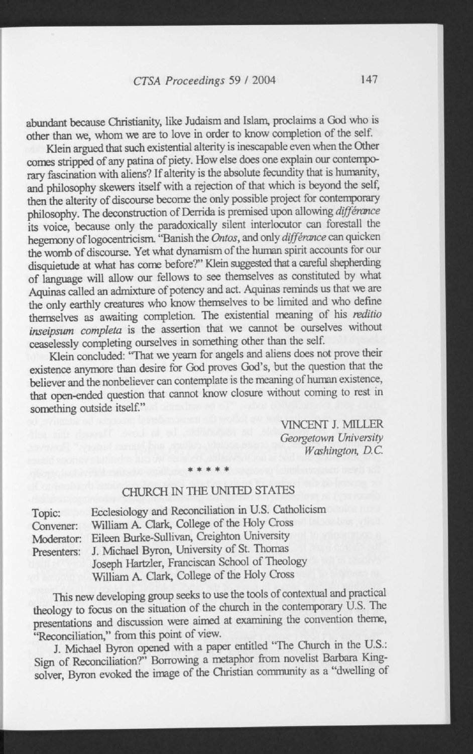abundant because Christianity, like Judaism and Islam, proclaims a God who is other than we, whom we are to love in order to know completion of the self.

Klein argued that such existential alterity is inescapable even when the Other comes stripped of any patina of piety. How else does one explain our contemporary fascination with aliens? If alterity is the absolute fecundity that is humanity, and philosophy skewers itself with a rejection of that which is beyond the self, then the alterity of discourse become the only possible project for contemporary philosophy. The deconstruction of Derrida is premised upon allowing *différance* its voice, because only the paradoxically silent interlocutor can forestall the hegemony of logocentricism. "Banish the *Ontos*, and only *différance* can quicken the womb of discourse. Yet what dynamism of the human spirit accounts for our disquietude at what has come before?" Klein suggested that a careful shepherding of language will allow our fellows to see themselves as constituted by what Aquinas called an admixture of potency and act. Aquinas reminds us that we are the only earthly creatures who know themselves to be limited and who define themselves as awaiting completion. The existential meaning of his *reditio inseipsum completa* is the assertion that we cannot be ourselves without ceaselessly completing ourselves in something other than the self.

Klein concluded: "That we yearn for angels and aliens does not prove their existence anymore than desire for God proves God's, but the question that the believer and the nonbeliever can contemplate is the meaning of human existence, that open-ended question that cannot know closure without coming to rest in something outside itself."

VINCENT J. MILLER
*Georgetown University*
*Washington, D.C.*

\* \* \* \* \*

## CHURCH IN THE UNITED STATES

Topic: Ecclesiology and Reconciliation in U.S. Catholicism
Convener: William A. Clark, College of the Holy Cross
Moderator: Eileen Burke-Sullivan, Creighton University
Presenters: J. Michael Byron, University of St. Thomas
Joseph Hartzler, Franciscan School of Theology
William A. Clark, College of the Holy Cross

This new developing group seeks to use the tools of contextual and practical theology to focus on the situation of the church in the contemporary U.S. The presentations and discussion were aimed at examining the convention theme, "Reconciliation," from this point of view.

J. Michael Byron opened with a paper entitled "The Church in the U.S.: Sign of Reconciliation?" Borrowing a metaphor from novelist Barbara Kingsolver, Byron evoked the image of the Christian community as a "dwelling of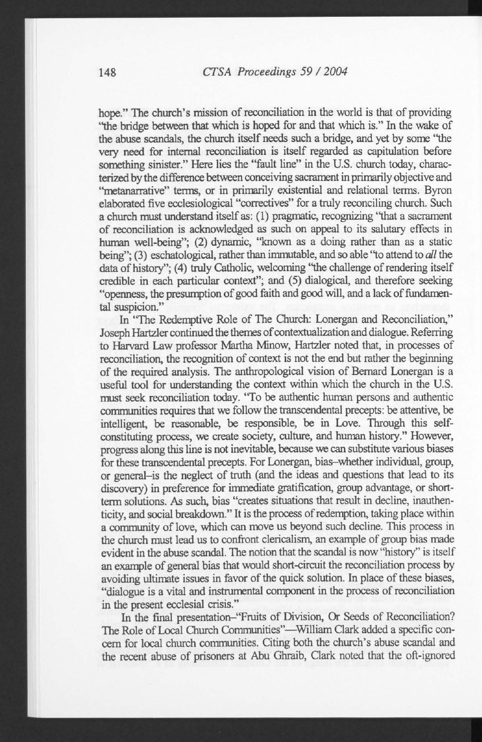hope." The church's mission of reconciliation in the world is that of providing "the bridge between that which is hoped for and that which is." In the wake of the abuse scandals, the church itself needs such a bridge, and yet by some "the very need for internal reconciliation is itself regarded as capitulation before something sinister." Here lies the "fault line" in the U.S. church today, characterized by the difference between conceiving sacrament in primarily objective and "metanarrative" terms, or in primarily existential and relational terms. Byron elaborated five ecclesiological "correctives" for a truly reconciling church. Such a church must understand itself as: (1) pragmatic, recognizing "that a sacrament of reconciliation is acknowledged as such on appeal to its salutary effects in human well-being"; (2) dynamic, "known as a doing rather than as a static being"; (3) eschatological, rather than immutable, and so able "to attend to *all* the data of history"; (4) truly Catholic, welcoming "the challenge of rendering itself credible in each particular context"; and (5) dialogical, and therefore seeking "openness, the presumption of good faith and good will, and a lack of fundamental suspicion."

In "The Redemptive Role of The Church: Lonergan and Reconciliation," Joseph Hartzler continued the themes of contextualization and dialogue. Referring to Harvard Law professor Martha Minow, Hartzler noted that, in processes of reconciliation, the recognition of context is not the end but rather the beginning of the required analysis. The anthropological vision of Bernard Lonergan is a useful tool for understanding the context within which the church in the U.S. must seek reconciliation today. "To be authentic human persons and authentic communities requires that we follow the transcendental precepts: be attentive, be intelligent, be reasonable, be responsible, be in Love. Through this self-constituting process, we create society, culture, and human history." However, progress along this line is not inevitable, because we can substitute various biases for these transcendental precepts. For Lonergan, bias–whether individual, group, or general–is the neglect of truth (and the ideas and questions that lead to its discovery) in preference for immediate gratification, group advantage, or short-term solutions. As such, bias "creates situations that result in decline, inauthenticity, and social breakdown." It is the process of redemption, taking place within a community of love, which can move us beyond such decline. This process in the church must lead us to confront clericalism, an example of group bias made evident in the abuse scandal. The notion that the scandal is now "history" is itself an example of general bias that would short-circuit the reconciliation process by avoiding ultimate issues in favor of the quick solution. In place of these biases, "dialogue is a vital and instrumental component in the process of reconciliation in the present ecclesial crisis."

In the final presentation–"Fruits of Division, Or Seeds of Reconciliation? The Role of Local Church Communities"—William Clark added a specific concern for local church communities. Citing both the church's abuse scandal and the recent abuse of prisoners at Abu Ghraib, Clark noted that the oft-ignored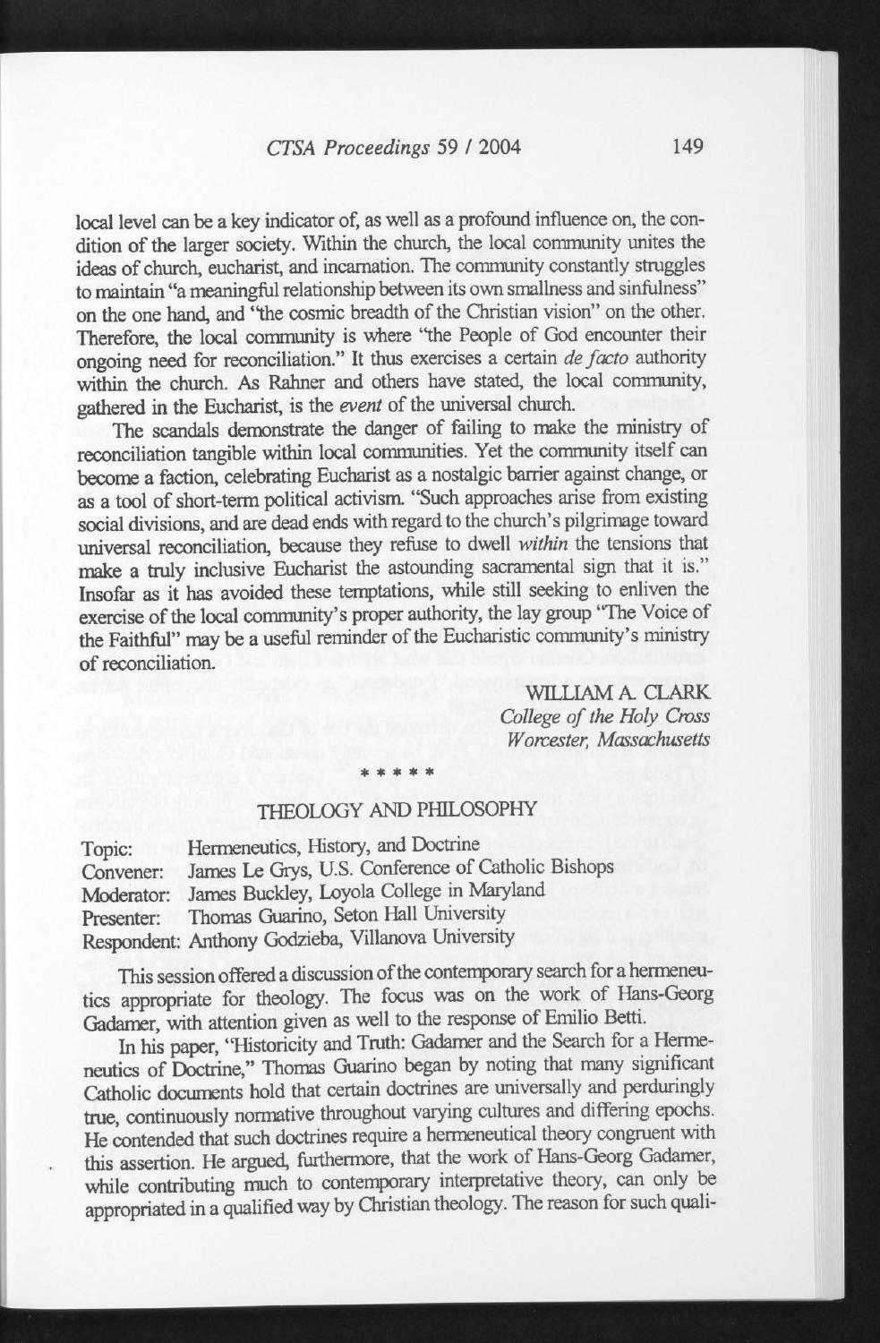local level can be a key indicator of, as well as a profound influence on, the condition of the larger society. Within the church, the local community unites the ideas of church, eucharist, and incarnation. The community constantly struggles to maintain "a meaningful relationship between its own smallness and sinfulness" on the one hand, and "the cosmic breadth of the Christian vision" on the other. Therefore, the local community is where "the People of God encounter their ongoing need for reconciliation." It thus exercises a certain *de facto* authority within the church. As Rahner and others have stated, the local community, gathered in the Eucharist, is the *event* of the universal church.

The scandals demonstrate the danger of failing to make the ministry of reconciliation tangible within local communities. Yet the community itself can become a faction, celebrating Eucharist as a nostalgic barrier against change, or as a tool of short-term political activism. "Such approaches arise from existing social divisions, and are dead ends with regard to the church's pilgrimage toward universal reconciliation, because they refuse to dwell *within* the tensions that make a truly inclusive Eucharist the astounding sacramental sign that it is." Insofar as it has avoided these temptations, while still seeking to enliven the exercise of the local community's proper authority, the lay group "The Voice of the Faithful" may be a useful reminder of the Eucharistic community's ministry of reconciliation.

WILLIAM A. CLARK
*College of the Holy Cross*
*Worcester, Massachusetts*

\* \* \* \* \*

## THEOLOGY AND PHILOSOPHY

Topic: Hermeneutics, History, and Doctrine
Convener: James Le Grys, U.S. Conference of Catholic Bishops
Moderator: James Buckley, Loyola College in Maryland
Presenter: Thomas Guarino, Seton Hall University
Respondent: Anthony Godzieba, Villanova University

This session offered a discussion of the contemporary search for a hermeneutics appropriate for theology. The focus was on the work of Hans-Georg Gadamer, with attention given as well to the response of Emilio Betti.

In his paper, "Historicity and Truth: Gadamer and the Search for a Hermeneutics of Doctrine," Thomas Guarino began by noting that many significant Catholic documents hold that certain doctrines are universally and perduringly true, continuously normative throughout varying cultures and differing epochs. He contended that such doctrines require a hermeneutical theory congruent with this assertion. He argued, furthermore, that the work of Hans-Georg Gadamer, while contributing much to contemporary interpretative theory, can only be appropriated in a qualified way by Christian theology. The reason for such quali-